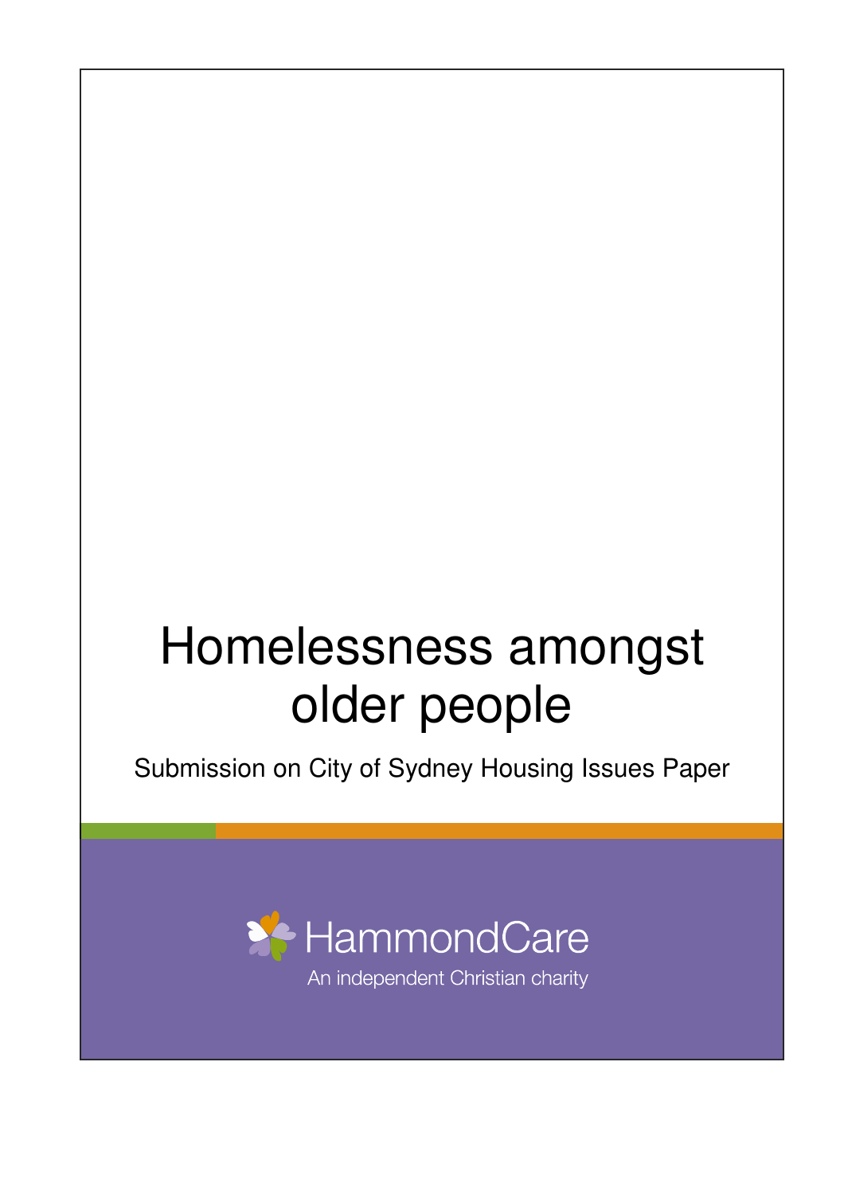# Homelessness amongst older people

Submission on City of Sydney Housing Issues Paper

HammondCare

An independent Christian charity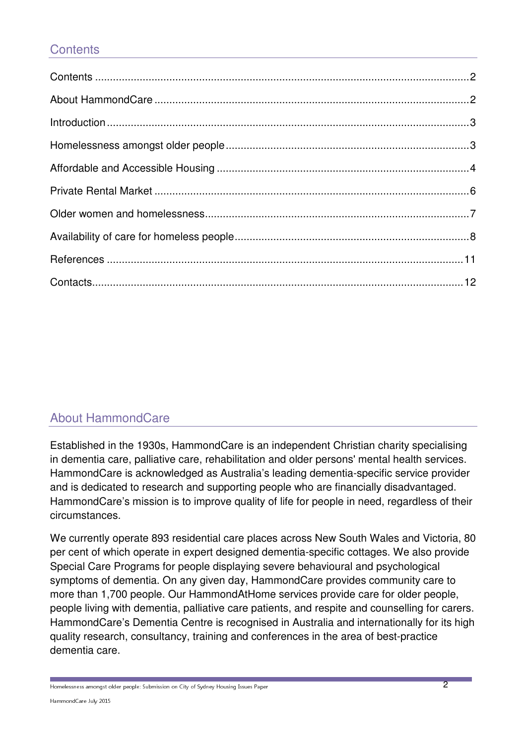## Contents

| | |
|---|---|
| Contents | 2 |
| About HammondCare | 2 |
| Introduction | 3 |
| Homelessness amongst older people | 3 |
| Affordable and Accessible Housing | 4 |
| Private Rental Market | 6 |
| Older women and homelessness | 7 |
| Availability of care for homeless people | 8 |
| References | 11 |
| Contacts | 12 |

## About HammondCare

Established in the 1930s, HammondCare is an independent Christian charity specialising in dementia care, palliative care, rehabilitation and older persons' mental health services. HammondCare is acknowledged as Australia's leading dementia-specific service provider and is dedicated to research and supporting people who are financially disadvantaged. HammondCare's mission is to improve quality of life for people in need, regardless of their circumstances.

We currently operate 893 residential care places across New South Wales and Victoria, 80 per cent of which operate in expert designed dementia-specific cottages. We also provide Special Care Programs for people displaying severe behavioural and psychological symptoms of dementia. On any given day, HammondCare provides community care to more than 1,700 people. Our HammondAtHome services provide care for older people, people living with dementia, palliative care patients, and respite and counselling for carers. HammondCare's Dementia Centre is recognised in Australia and internationally for its high quality research, consultancy, training and conferences in the area of best-practice dementia care.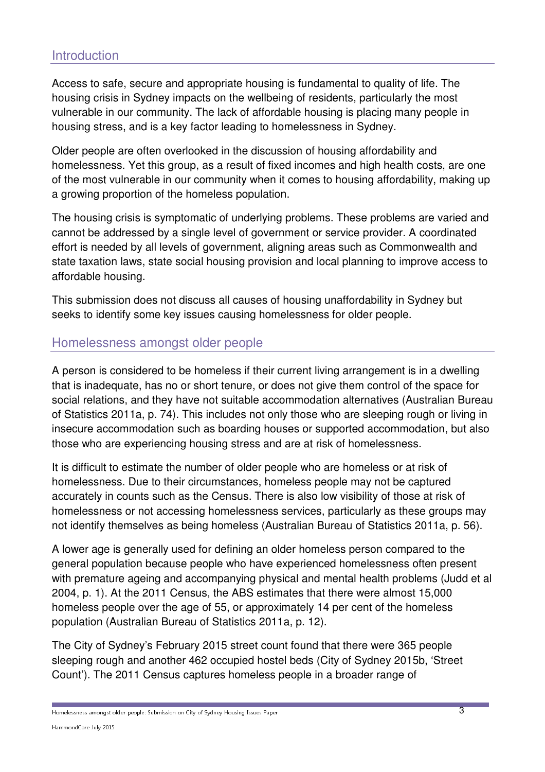## Introduction

Access to safe, secure and appropriate housing is fundamental to quality of life. The housing crisis in Sydney impacts on the wellbeing of residents, particularly the most vulnerable in our community. The lack of affordable housing is placing many people in housing stress, and is a key factor leading to homelessness in Sydney.

Older people are often overlooked in the discussion of housing affordability and homelessness. Yet this group, as a result of fixed incomes and high health costs, are one of the most vulnerable in our community when it comes to housing affordability, making up a growing proportion of the homeless population.

The housing crisis is symptomatic of underlying problems. These problems are varied and cannot be addressed by a single level of government or service provider. A coordinated effort is needed by all levels of government, aligning areas such as Commonwealth and state taxation laws, state social housing provision and local planning to improve access to affordable housing.

This submission does not discuss all causes of housing unaffordability in Sydney but seeks to identify some key issues causing homelessness for older people.

## Homelessness amongst older people

A person is considered to be homeless if their current living arrangement is in a dwelling that is inadequate, has no or short tenure, or does not give them control of the space for social relations, and they have not suitable accommodation alternatives (Australian Bureau of Statistics 2011a, p. 74). This includes not only those who are sleeping rough or living in insecure accommodation such as boarding houses or supported accommodation, but also those who are experiencing housing stress and are at risk of homelessness.

It is difficult to estimate the number of older people who are homeless or at risk of homelessness. Due to their circumstances, homeless people may not be captured accurately in counts such as the Census. There is also low visibility of those at risk of homelessness or not accessing homelessness services, particularly as these groups may not identify themselves as being homeless (Australian Bureau of Statistics 2011a, p. 56).

A lower age is generally used for defining an older homeless person compared to the general population because people who have experienced homelessness often present with premature ageing and accompanying physical and mental health problems (Judd et al 2004, p. 1). At the 2011 Census, the ABS estimates that there were almost 15,000 homeless people over the age of 55, or approximately 14 per cent of the homeless population (Australian Bureau of Statistics 2011a, p. 12).

The City of Sydney's February 2015 street count found that there were 365 people sleeping rough and another 462 occupied hostel beds (City of Sydney 2015b, 'Street Count'). The 2011 Census captures homeless people in a broader range of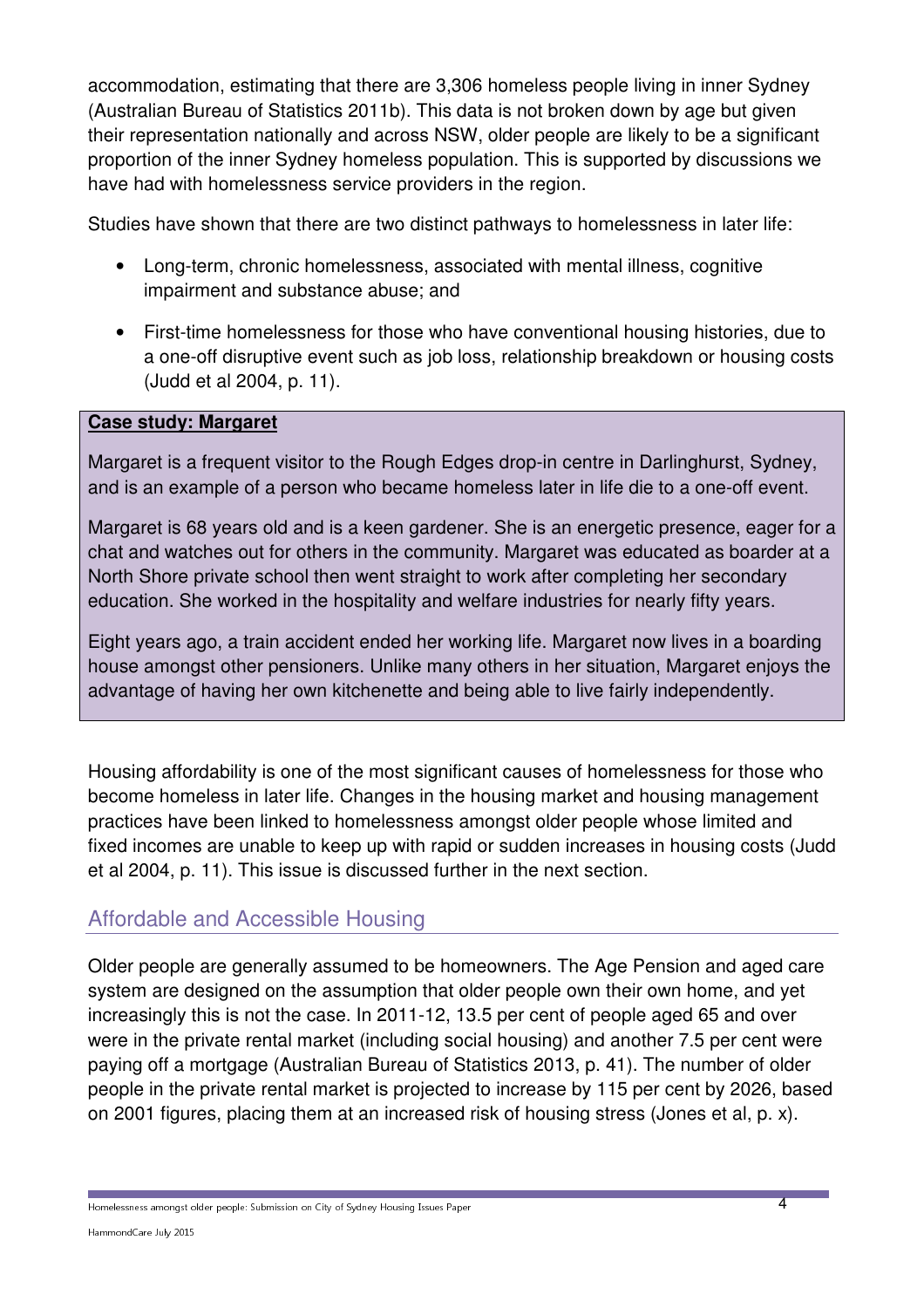accommodation, estimating that there are 3,306 homeless people living in inner Sydney (Australian Bureau of Statistics 2011b). This data is not broken down by age but given their representation nationally and across NSW, older people are likely to be a significant proportion of the inner Sydney homeless population. This is supported by discussions we have had with homelessness service providers in the region.

Studies have shown that there are two distinct pathways to homelessness in later life:

- Long-term, chronic homelessness, associated with mental illness, cognitive impairment and substance abuse; and
- First-time homelessness for those who have conventional housing histories, due to a one-off disruptive event such as job loss, relationship breakdown or housing costs (Judd et al 2004, p. 11).

> **Case study: Margaret**
>
> Margaret is a frequent visitor to the Rough Edges drop-in centre in Darlinghurst, Sydney, and is an example of a person who became homeless later in life die to a one-off event.
>
> Margaret is 68 years old and is a keen gardener. She is an energetic presence, eager for a chat and watches out for others in the community. Margaret was educated as boarder at a North Shore private school then went straight to work after completing her secondary education. She worked in the hospitality and welfare industries for nearly fifty years.
>
> Eight years ago, a train accident ended her working life. Margaret now lives in a boarding house amongst other pensioners. Unlike many others in her situation, Margaret enjoys the advantage of having her own kitchenette and being able to live fairly independently.

Housing affordability is one of the most significant causes of homelessness for those who become homeless in later life. Changes in the housing market and housing management practices have been linked to homelessness amongst older people whose limited and fixed incomes are unable to keep up with rapid or sudden increases in housing costs (Judd et al 2004, p. 11). This issue is discussed further in the next section.

## Affordable and Accessible Housing

Older people are generally assumed to be homeowners. The Age Pension and aged care system are designed on the assumption that older people own their own home, and yet increasingly this is not the case. In 2011-12, 13.5 per cent of people aged 65 and over were in the private rental market (including social housing) and another 7.5 per cent were paying off a mortgage (Australian Bureau of Statistics 2013, p. 41). The number of older people in the private rental market is projected to increase by 115 per cent by 2026, based on 2001 figures, placing them at an increased risk of housing stress (Jones et al, p. x).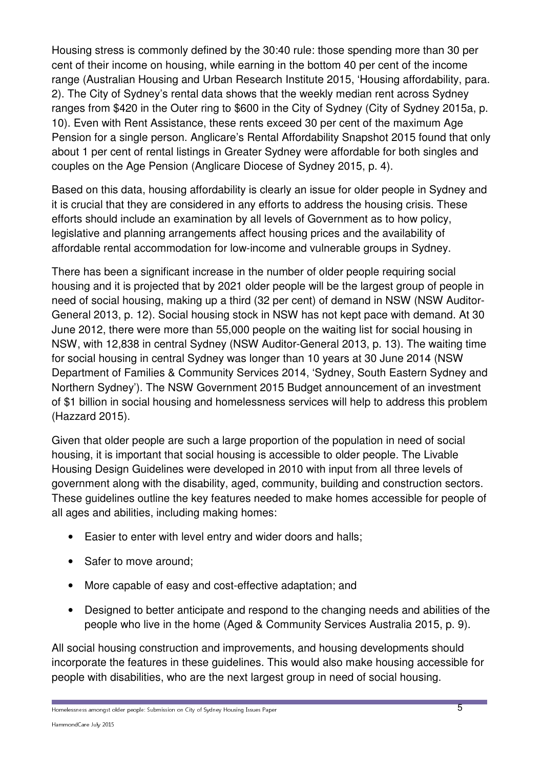Housing stress is commonly defined by the 30:40 rule: those spending more than 30 per cent of their income on housing, while earning in the bottom 40 per cent of the income range (Australian Housing and Urban Research Institute 2015, 'Housing affordability, para. 2). The City of Sydney's rental data shows that the weekly median rent across Sydney ranges from $420 in the Outer ring to $600 in the City of Sydney (City of Sydney 2015a, p. 10). Even with Rent Assistance, these rents exceed 30 per cent of the maximum Age Pension for a single person. Anglicare's Rental Affordability Snapshot 2015 found that only about 1 per cent of rental listings in Greater Sydney were affordable for both singles and couples on the Age Pension (Anglicare Diocese of Sydney 2015, p. 4).

Based on this data, housing affordability is clearly an issue for older people in Sydney and it is crucial that they are considered in any efforts to address the housing crisis. These efforts should include an examination by all levels of Government as to how policy, legislative and planning arrangements affect housing prices and the availability of affordable rental accommodation for low-income and vulnerable groups in Sydney.

There has been a significant increase in the number of older people requiring social housing and it is projected that by 2021 older people will be the largest group of people in need of social housing, making up a third (32 per cent) of demand in NSW (NSW Auditor-General 2013, p. 12). Social housing stock in NSW has not kept pace with demand. At 30 June 2012, there were more than 55,000 people on the waiting list for social housing in NSW, with 12,838 in central Sydney (NSW Auditor-General 2013, p. 13). The waiting time for social housing in central Sydney was longer than 10 years at 30 June 2014 (NSW Department of Families & Community Services 2014, 'Sydney, South Eastern Sydney and Northern Sydney'). The NSW Government 2015 Budget announcement of an investment of $1 billion in social housing and homelessness services will help to address this problem (Hazzard 2015).

Given that older people are such a large proportion of the population in need of social housing, it is important that social housing is accessible to older people. The Livable Housing Design Guidelines were developed in 2010 with input from all three levels of government along with the disability, aged, community, building and construction sectors. These guidelines outline the key features needed to make homes accessible for people of all ages and abilities, including making homes:

- Easier to enter with level entry and wider doors and halls;
- Safer to move around;
- More capable of easy and cost-effective adaptation; and
- Designed to better anticipate and respond to the changing needs and abilities of the people who live in the home (Aged & Community Services Australia 2015, p. 9).

All social housing construction and improvements, and housing developments should incorporate the features in these guidelines. This would also make housing accessible for people with disabilities, who are the next largest group in need of social housing.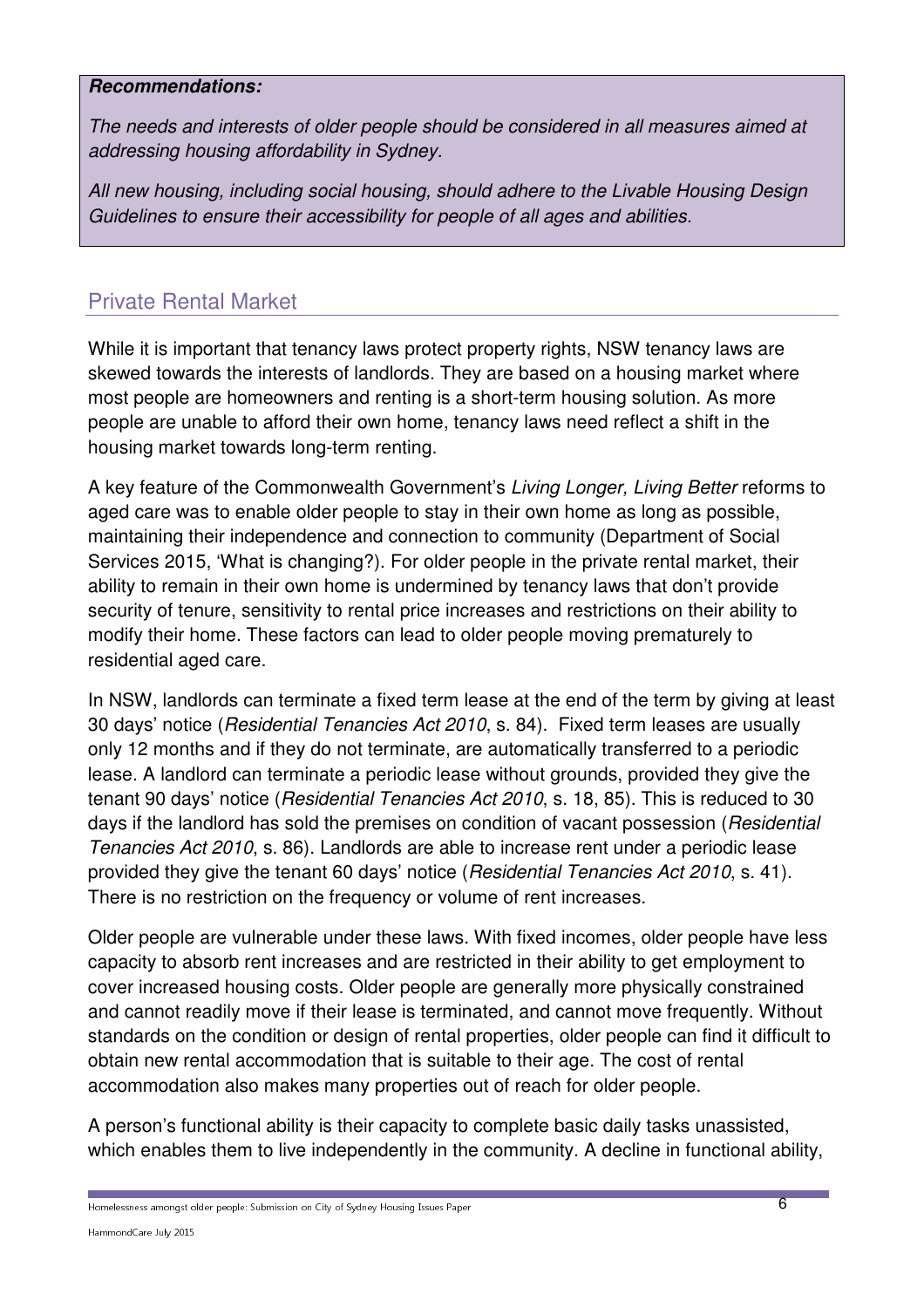**Recommendations:**

*The needs and interests of older people should be considered in all measures aimed at addressing housing affordability in Sydney.*

*All new housing, including social housing, should adhere to the Livable Housing Design Guidelines to ensure their accessibility for people of all ages and abilities.*

## Private Rental Market

While it is important that tenancy laws protect property rights, NSW tenancy laws are skewed towards the interests of landlords. They are based on a housing market where most people are homeowners and renting is a short-term housing solution. As more people are unable to afford their own home, tenancy laws need reflect a shift in the housing market towards long-term renting.

A key feature of the Commonwealth Government's *Living Longer, Living Better* reforms to aged care was to enable older people to stay in their own home as long as possible, maintaining their independence and connection to community (Department of Social Services 2015, 'What is changing?). For older people in the private rental market, their ability to remain in their own home is undermined by tenancy laws that don't provide security of tenure, sensitivity to rental price increases and restrictions on their ability to modify their home. These factors can lead to older people moving prematurely to residential aged care.

In NSW, landlords can terminate a fixed term lease at the end of the term by giving at least 30 days' notice (*Residential Tenancies Act 2010*, s. 84). Fixed term leases are usually only 12 months and if they do not terminate, are automatically transferred to a periodic lease. A landlord can terminate a periodic lease without grounds, provided they give the tenant 90 days' notice (*Residential Tenancies Act 2010*, s. 18, 85). This is reduced to 30 days if the landlord has sold the premises on condition of vacant possession (*Residential Tenancies Act 2010*, s. 86). Landlords are able to increase rent under a periodic lease provided they give the tenant 60 days' notice (*Residential Tenancies Act 2010*, s. 41). There is no restriction on the frequency or volume of rent increases.

Older people are vulnerable under these laws. With fixed incomes, older people have less capacity to absorb rent increases and are restricted in their ability to get employment to cover increased housing costs. Older people are generally more physically constrained and cannot readily move if their lease is terminated, and cannot move frequently. Without standards on the condition or design of rental properties, older people can find it difficult to obtain new rental accommodation that is suitable to their age. The cost of rental accommodation also makes many properties out of reach for older people.

A person's functional ability is their capacity to complete basic daily tasks unassisted, which enables them to live independently in the community. A decline in functional ability,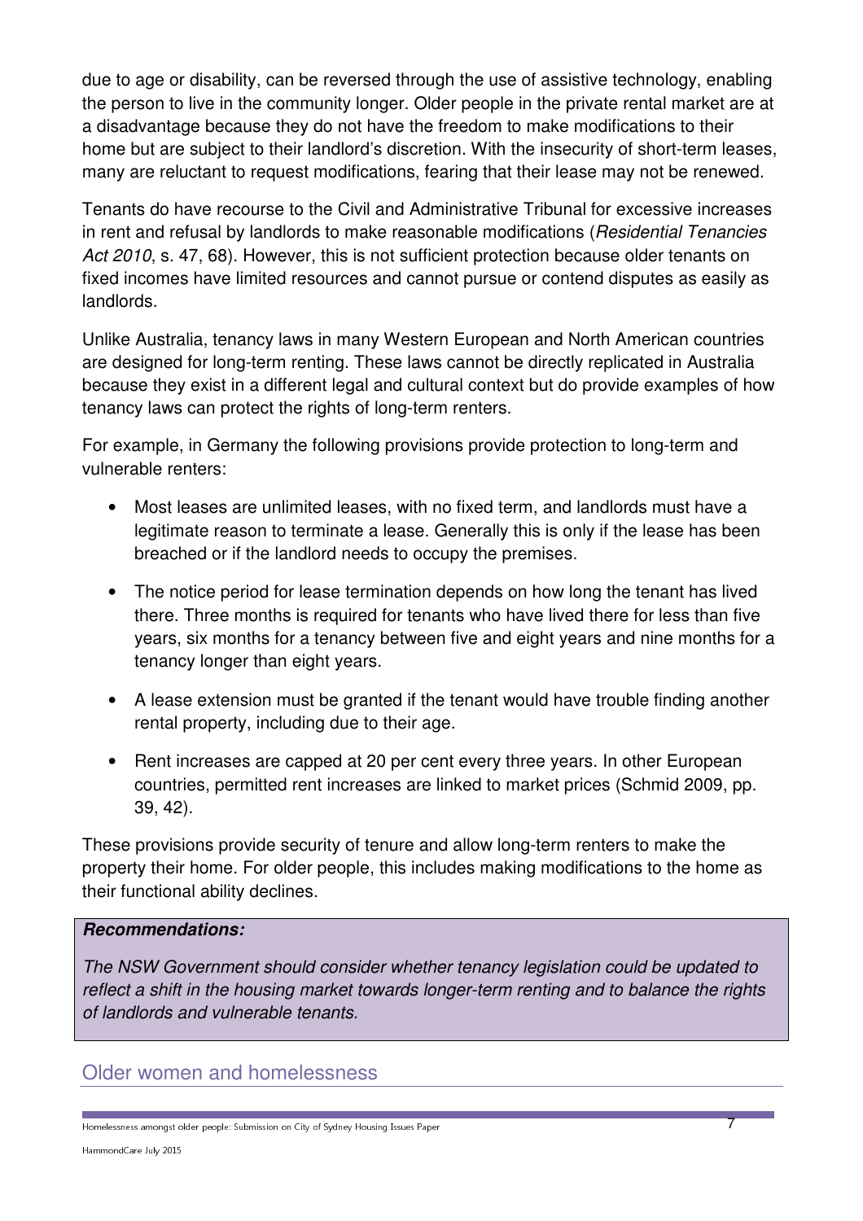due to age or disability, can be reversed through the use of assistive technology, enabling the person to live in the community longer. Older people in the private rental market are at a disadvantage because they do not have the freedom to make modifications to their home but are subject to their landlord's discretion. With the insecurity of short-term leases, many are reluctant to request modifications, fearing that their lease may not be renewed.

Tenants do have recourse to the Civil and Administrative Tribunal for excessive increases in rent and refusal by landlords to make reasonable modifications (*Residential Tenancies Act 2010*, s. 47, 68). However, this is not sufficient protection because older tenants on fixed incomes have limited resources and cannot pursue or contend disputes as easily as landlords.

Unlike Australia, tenancy laws in many Western European and North American countries are designed for long-term renting. These laws cannot be directly replicated in Australia because they exist in a different legal and cultural context but do provide examples of how tenancy laws can protect the rights of long-term renters.

For example, in Germany the following provisions provide protection to long-term and vulnerable renters:

- Most leases are unlimited leases, with no fixed term, and landlords must have a legitimate reason to terminate a lease. Generally this is only if the lease has been breached or if the landlord needs to occupy the premises.
- The notice period for lease termination depends on how long the tenant has lived there. Three months is required for tenants who have lived there for less than five years, six months for a tenancy between five and eight years and nine months for a tenancy longer than eight years.
- A lease extension must be granted if the tenant would have trouble finding another rental property, including due to their age.
- Rent increases are capped at 20 per cent every three years. In other European countries, permitted rent increases are linked to market prices (Schmid 2009, pp. 39, 42).

These provisions provide security of tenure and allow long-term renters to make the property their home. For older people, this includes making modifications to the home as their functional ability declines.

> ***Recommendations:***
>
> *The NSW Government should consider whether tenancy legislation could be updated to reflect a shift in the housing market towards longer-term renting and to balance the rights of landlords and vulnerable tenants.*

## Older women and homelessness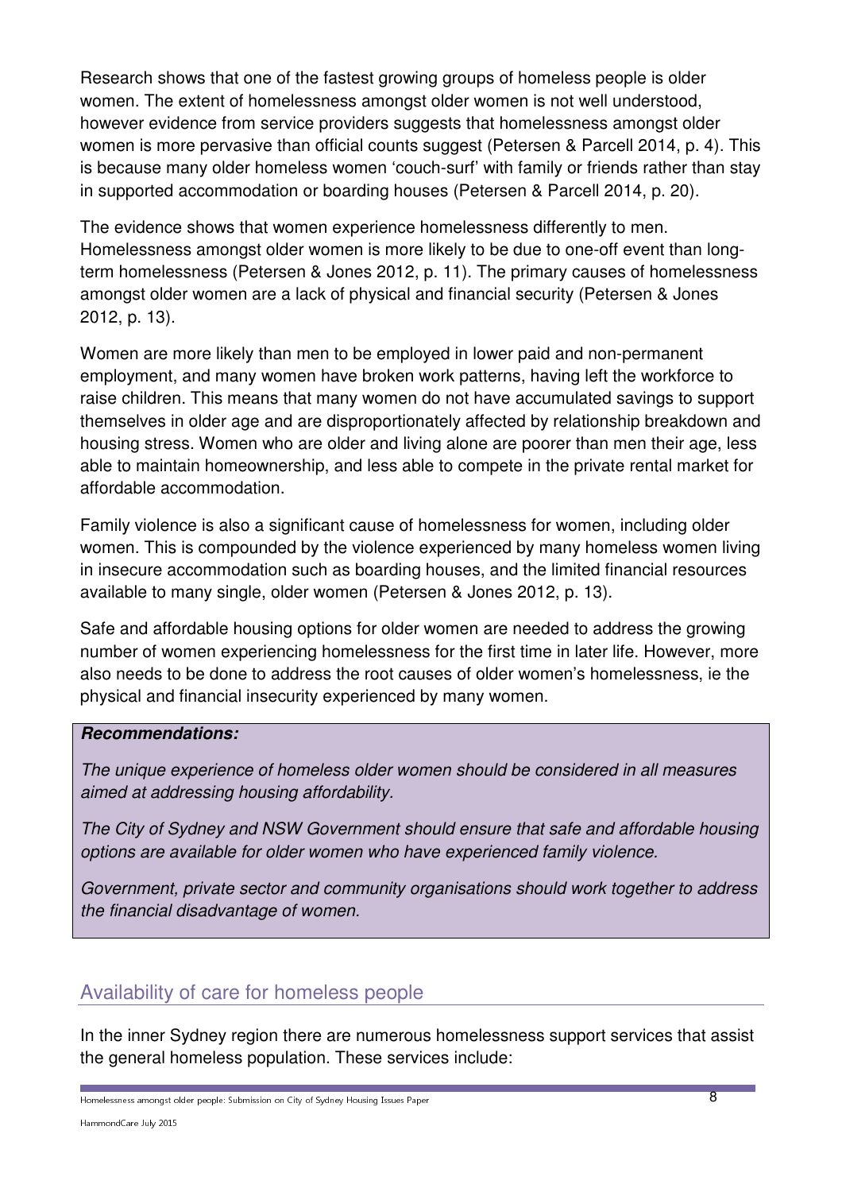Research shows that one of the fastest growing groups of homeless people is older women. The extent of homelessness amongst older women is not well understood, however evidence from service providers suggests that homelessness amongst older women is more pervasive than official counts suggest (Petersen & Parcell 2014, p. 4). This is because many older homeless women 'couch-surf' with family or friends rather than stay in supported accommodation or boarding houses (Petersen & Parcell 2014, p. 20).

The evidence shows that women experience homelessness differently to men. Homelessness amongst older women is more likely to be due to one-off event than long-term homelessness (Petersen & Jones 2012, p. 11). The primary causes of homelessness amongst older women are a lack of physical and financial security (Petersen & Jones 2012, p. 13).

Women are more likely than men to be employed in lower paid and non-permanent employment, and many women have broken work patterns, having left the workforce to raise children. This means that many women do not have accumulated savings to support themselves in older age and are disproportionately affected by relationship breakdown and housing stress. Women who are older and living alone are poorer than men their age, less able to maintain homeownership, and less able to compete in the private rental market for affordable accommodation.

Family violence is also a significant cause of homelessness for women, including older women. This is compounded by the violence experienced by many homeless women living in insecure accommodation such as boarding houses, and the limited financial resources available to many single, older women (Petersen & Jones 2012, p. 13).

Safe and affordable housing options for older women are needed to address the growing number of women experiencing homelessness for the first time in later life. However, more also needs to be done to address the root causes of older women's homelessness, ie the physical and financial insecurity experienced by many women.

***Recommendations:***

*The unique experience of homeless older women should be considered in all measures aimed at addressing housing affordability.*

*The City of Sydney and NSW Government should ensure that safe and affordable housing options are available for older women who have experienced family violence.*

*Government, private sector and community organisations should work together to address the financial disadvantage of women.*

## Availability of care for homeless people

In the inner Sydney region there are numerous homelessness support services that assist the general homeless population. These services include: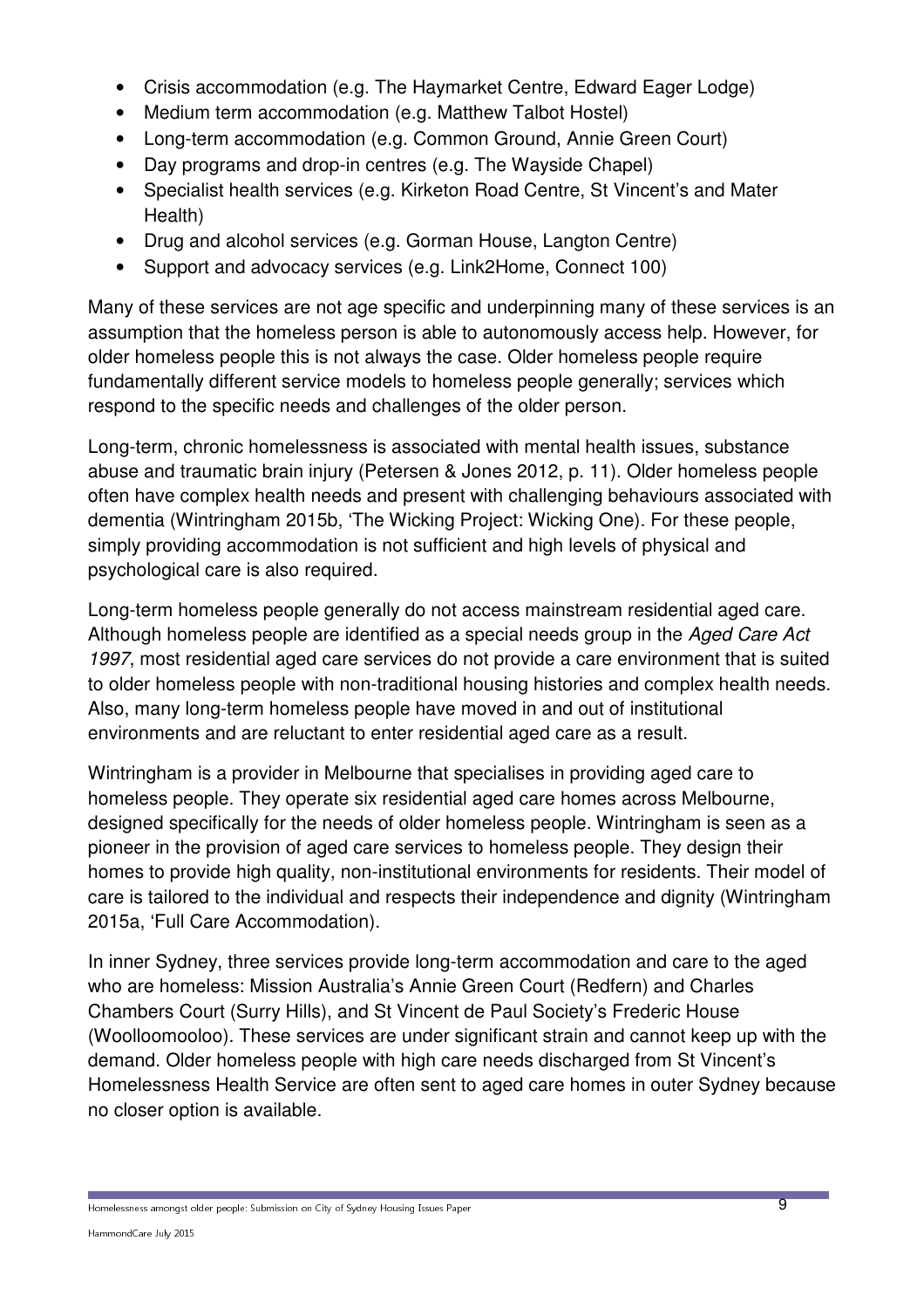- Crisis accommodation (e.g. The Haymarket Centre, Edward Eager Lodge)
- Medium term accommodation (e.g. Matthew Talbot Hostel)
- Long-term accommodation (e.g. Common Ground, Annie Green Court)
- Day programs and drop-in centres (e.g. The Wayside Chapel)
- Specialist health services (e.g. Kirketon Road Centre, St Vincent's and Mater Health)
- Drug and alcohol services (e.g. Gorman House, Langton Centre)
- Support and advocacy services (e.g. Link2Home, Connect 100)

Many of these services are not age specific and underpinning many of these services is an assumption that the homeless person is able to autonomously access help. However, for older homeless people this is not always the case. Older homeless people require fundamentally different service models to homeless people generally; services which respond to the specific needs and challenges of the older person.

Long-term, chronic homelessness is associated with mental health issues, substance abuse and traumatic brain injury (Petersen & Jones 2012, p. 11). Older homeless people often have complex health needs and present with challenging behaviours associated with dementia (Wintringham 2015b, 'The Wicking Project: Wicking One). For these people, simply providing accommodation is not sufficient and high levels of physical and psychological care is also required.

Long-term homeless people generally do not access mainstream residential aged care. Although homeless people are identified as a special needs group in the *Aged Care Act 1997*, most residential aged care services do not provide a care environment that is suited to older homeless people with non-traditional housing histories and complex health needs. Also, many long-term homeless people have moved in and out of institutional environments and are reluctant to enter residential aged care as a result.

Wintringham is a provider in Melbourne that specialises in providing aged care to homeless people. They operate six residential aged care homes across Melbourne, designed specifically for the needs of older homeless people. Wintringham is seen as a pioneer in the provision of aged care services to homeless people. They design their homes to provide high quality, non-institutional environments for residents. Their model of care is tailored to the individual and respects their independence and dignity (Wintringham 2015a, 'Full Care Accommodation).

In inner Sydney, three services provide long-term accommodation and care to the aged who are homeless: Mission Australia's Annie Green Court (Redfern) and Charles Chambers Court (Surry Hills), and St Vincent de Paul Society's Frederic House (Woolloomooloo). These services are under significant strain and cannot keep up with the demand. Older homeless people with high care needs discharged from St Vincent's Homelessness Health Service are often sent to aged care homes in outer Sydney because no closer option is available.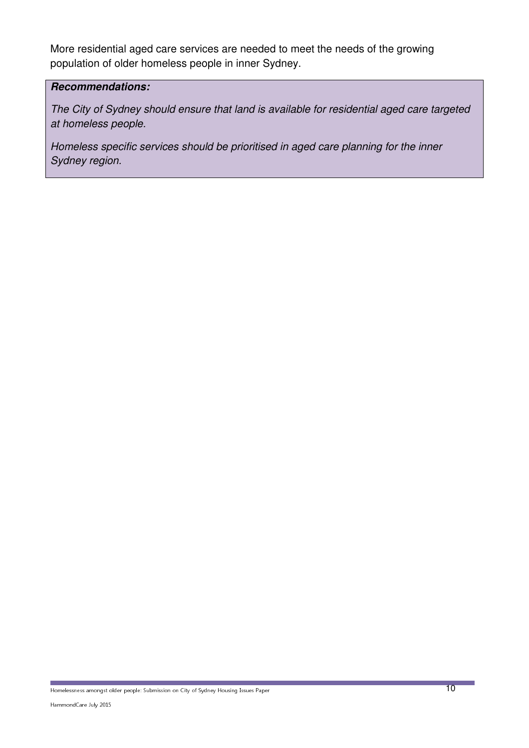More residential aged care services are needed to meet the needs of the growing population of older homeless people in inner Sydney.

> ***Recommendations:***
>
> *The City of Sydney should ensure that land is available for residential aged care targeted at homeless people.*
>
> *Homeless specific services should be prioritised in aged care planning for the inner Sydney region.*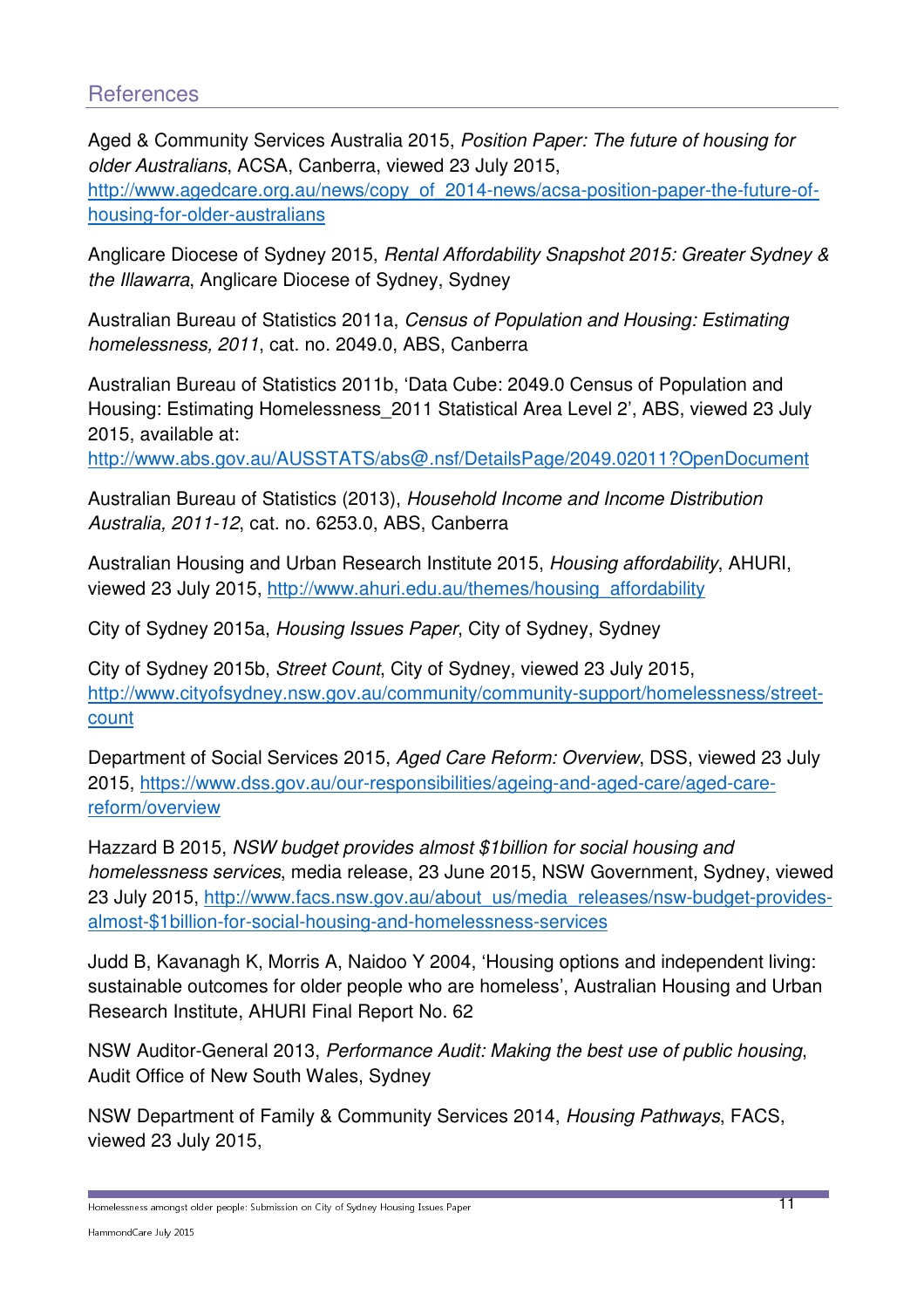## References

Aged & Community Services Australia 2015, *Position Paper: The future of housing for older Australians*, ACSA, Canberra, viewed 23 July 2015, http://www.agedcare.org.au/news/copy_of_2014-news/acsa-position-paper-the-future-of-housing-for-older-australians

Anglicare Diocese of Sydney 2015, *Rental Affordability Snapshot 2015: Greater Sydney & the Illawarra*, Anglicare Diocese of Sydney, Sydney

Australian Bureau of Statistics 2011a, *Census of Population and Housing: Estimating homelessness, 2011*, cat. no. 2049.0, ABS, Canberra

Australian Bureau of Statistics 2011b, 'Data Cube: 2049.0 Census of Population and Housing: Estimating Homelessness_2011 Statistical Area Level 2', ABS, viewed 23 July 2015, available at: http://www.abs.gov.au/AUSSTATS/abs@.nsf/DetailsPage/2049.02011?OpenDocument

Australian Bureau of Statistics (2013), *Household Income and Income Distribution Australia, 2011-12*, cat. no. 6253.0, ABS, Canberra

Australian Housing and Urban Research Institute 2015, *Housing affordability*, AHURI, viewed 23 July 2015, http://www.ahuri.edu.au/themes/housing_affordability

City of Sydney 2015a, *Housing Issues Paper*, City of Sydney, Sydney

City of Sydney 2015b, *Street Count*, City of Sydney, viewed 23 July 2015, http://www.cityofsydney.nsw.gov.au/community/community-support/homelessness/street-count

Department of Social Services 2015, *Aged Care Reform: Overview*, DSS, viewed 23 July 2015, https://www.dss.gov.au/our-responsibilities/ageing-and-aged-care/aged-care-reform/overview

Hazzard B 2015, *NSW budget provides almost $1billion for social housing and homelessness services*, media release, 23 June 2015, NSW Government, Sydney, viewed 23 July 2015, http://www.facs.nsw.gov.au/about_us/media_releases/nsw-budget-provides-almost-$1billion-for-social-housing-and-homelessness-services

Judd B, Kavanagh K, Morris A, Naidoo Y 2004, 'Housing options and independent living: sustainable outcomes for older people who are homeless', Australian Housing and Urban Research Institute, AHURI Final Report No. 62

NSW Auditor-General 2013, *Performance Audit: Making the best use of public housing*, Audit Office of New South Wales, Sydney

NSW Department of Family & Community Services 2014, *Housing Pathways*, FACS, viewed 23 July 2015,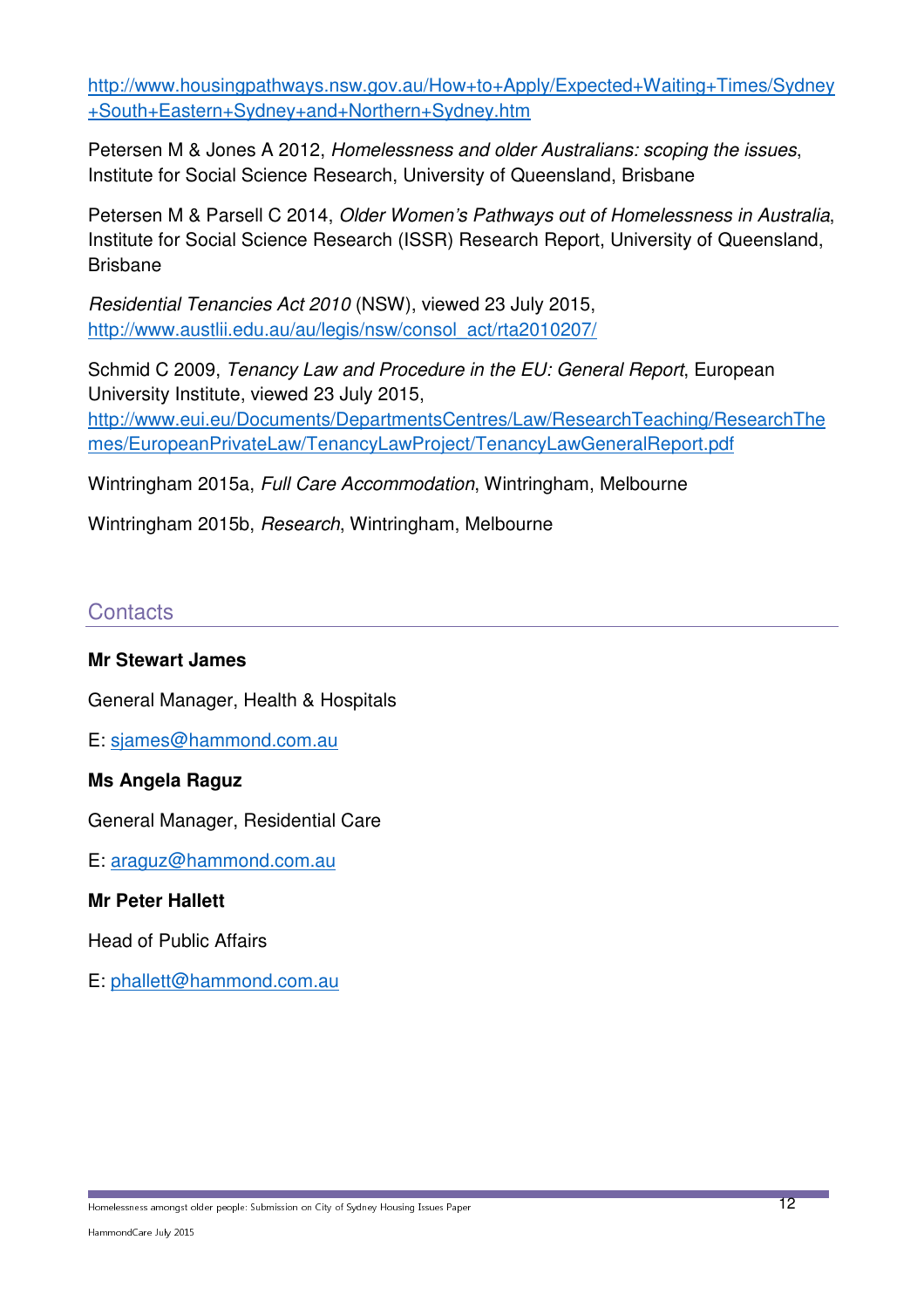http://www.housingpathways.nsw.gov.au/How+to+Apply/Expected+Waiting+Times/Sydney+South+Eastern+Sydney+and+Northern+Sydney.htm

Petersen M & Jones A 2012, *Homelessness and older Australians: scoping the issues*, Institute for Social Science Research, University of Queensland, Brisbane

Petersen M & Parsell C 2014, *Older Women's Pathways out of Homelessness in Australia*, Institute for Social Science Research (ISSR) Research Report, University of Queensland, Brisbane

*Residential Tenancies Act 2010* (NSW), viewed 23 July 2015, http://www.austlii.edu.au/au/legis/nsw/consol_act/rta2010207/

Schmid C 2009, *Tenancy Law and Procedure in the EU: General Report*, European University Institute, viewed 23 July 2015, http://www.eui.eu/Documents/DepartmentsCentres/Law/ResearchTeaching/ResearchThemes/EuropeanPrivateLaw/TenancyLawProject/TenancyLawGeneralReport.pdf

Wintringham 2015a, *Full Care Accommodation*, Wintringham, Melbourne

Wintringham 2015b, *Research*, Wintringham, Melbourne

## Contacts

**Mr Stewart James**

General Manager, Health & Hospitals

E: sjames@hammond.com.au

**Ms Angela Raguz**

General Manager, Residential Care

E: araguz@hammond.com.au

**Mr Peter Hallett**

Head of Public Affairs

E: phallett@hammond.com.au